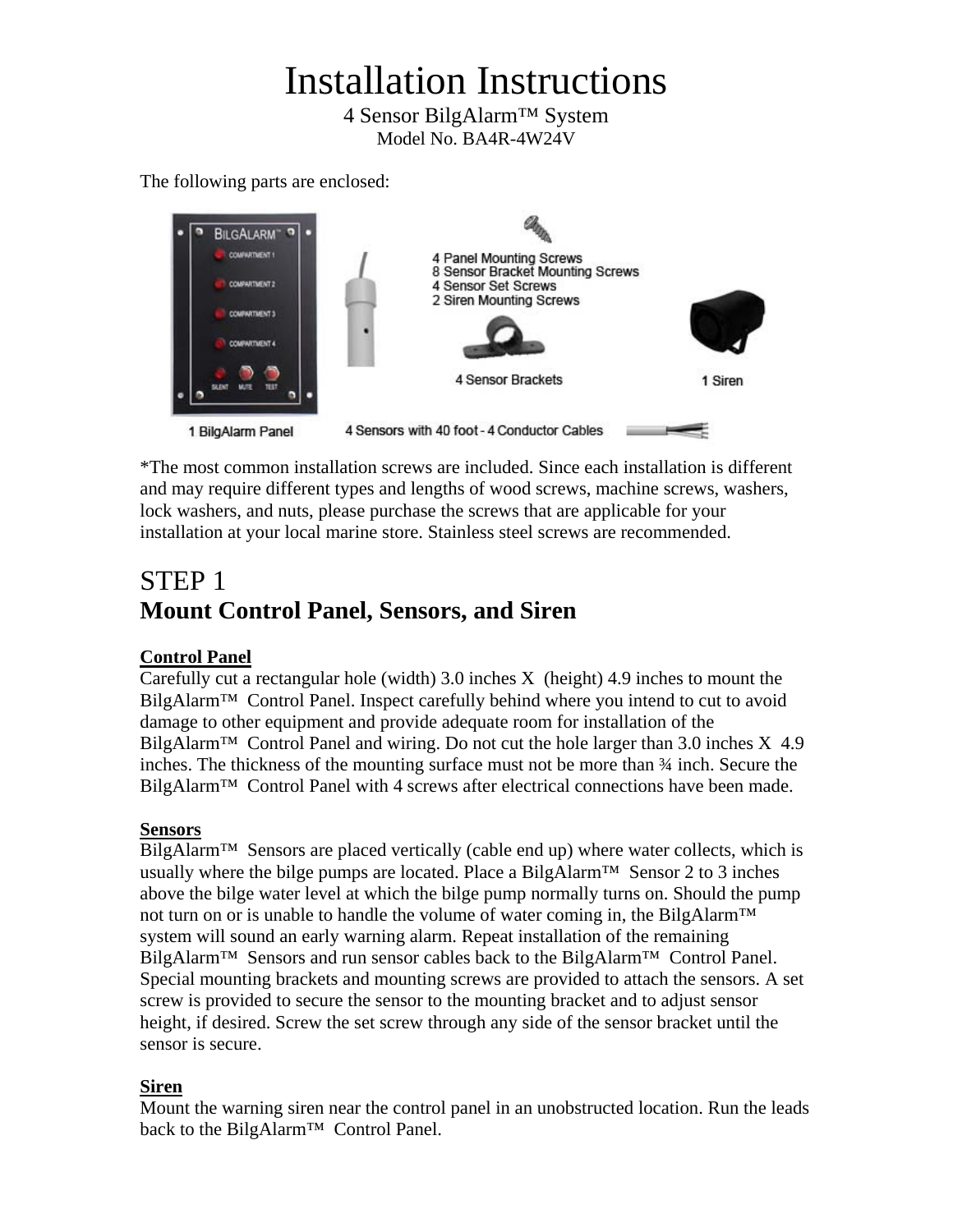# Installation Instructions

4 Sensor BilgAlarm™ System
Model No. BA4R-4W24V

The following parts are enclosed:

1 BilgAlarm Panel

4 Sensors with 40 foot - 4 Conductor Cables

4 Panel Mounting Screws
8 Sensor Bracket Mounting Screws
4 Sensor Set Screws
2 Siren Mounting Screws

4 Sensor Brackets

1 Siren

*The most common installation screws are included. Since each installation is different and may require different types and lengths of wood screws, machine screws, washers, lock washers, and nuts, please purchase the screws that are applicable for your installation at your local marine store. Stainless steel screws are recommended.

## STEP 1
## Mount Control Panel, Sensors, and Siren

**Control Panel**
Carefully cut a rectangular hole (width) 3.0 inches X (height) 4.9 inches to mount the BilgAlarm™ Control Panel. Inspect carefully behind where you intend to cut to avoid damage to other equipment and provide adequate room for installation of the BilgAlarm™ Control Panel and wiring. Do not cut the hole larger than 3.0 inches X 4.9 inches. The thickness of the mounting surface must not be more than ¾ inch. Secure the BilgAlarm™ Control Panel with 4 screws after electrical connections have been made.

**Sensors**
BilgAlarm™ Sensors are placed vertically (cable end up) where water collects, which is usually where the bilge pumps are located. Place a BilgAlarm™ Sensor 2 to 3 inches above the bilge water level at which the bilge pump normally turns on. Should the pump not turn on or is unable to handle the volume of water coming in, the BilgAlarm™ system will sound an early warning alarm. Repeat installation of the remaining BilgAlarm™ Sensors and run sensor cables back to the BilgAlarm™ Control Panel. Special mounting brackets and mounting screws are provided to attach the sensors. A set screw is provided to secure the sensor to the mounting bracket and to adjust sensor height, if desired. Screw the set screw through any side of the sensor bracket until the sensor is secure.

**Siren**
Mount the warning siren near the control panel in an unobstructed location. Run the leads back to the BilgAlarm™ Control Panel.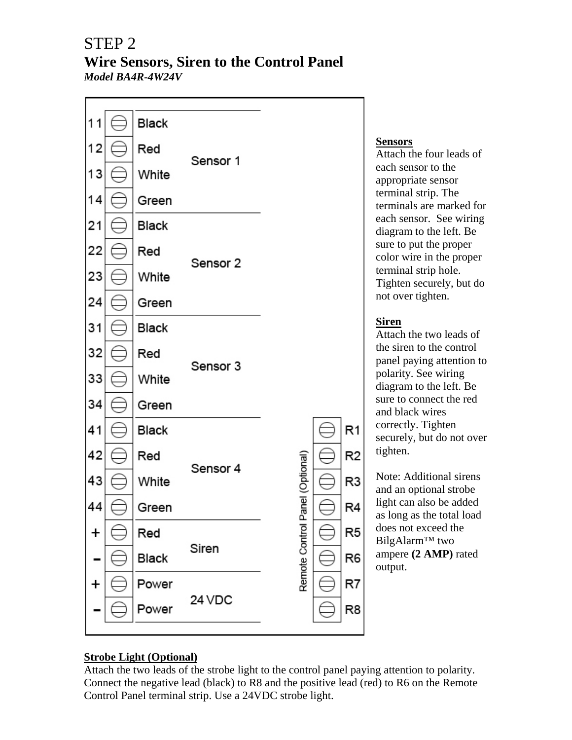# STEP 2
## Wire Sensors, Siren to the Control Panel
***Model BA4R-4W24V***

| Terminal | Wire | Connection |
|---|---|---|
| 11 | Black | Sensor 1 |
| 12 | Red | Sensor 1 |
| 13 | White | Sensor 1 |
| 14 | Green | Sensor 1 |
| 21 | Black | Sensor 2 |
| 22 | Red | Sensor 2 |
| 23 | White | Sensor 2 |
| 24 | Green | Sensor 2 |
| 31 | Black | Sensor 3 |
| 32 | Red | Sensor 3 |
| 33 | White | Sensor 3 |
| 34 | Green | Sensor 3 |
| 41 | Black | Sensor 4 |
| 42 | Red | Sensor 4 |
| 43 | White | Sensor 4 |
| 44 | Green | Sensor 4 |
| + | Red | Siren |
| – | Black | Siren |
| + | Power | 24 VDC |
| – | Power | 24 VDC |

Remote Control Panel (Optional): R1, R2, R3, R4, R5, R6, R7, R8

**Sensors**
Attach the four leads of each sensor to the appropriate sensor terminal strip. The terminals are marked for each sensor. See wiring diagram to the left. Be sure to put the proper color wire in the proper terminal strip hole. Tighten securely, but do not over tighten.

**Siren**
Attach the two leads of the siren to the control panel paying attention to polarity. See wiring diagram to the left. Be sure to connect the red and black wires correctly. Tighten securely, but do not over tighten.

Note: Additional sirens and an optional strobe light can also be added as long as the total load does not exceed the BilgAlarm™ two ampere **(2 AMP)** rated output.

**Strobe Light (Optional)**
Attach the two leads of the strobe light to the control panel paying attention to polarity. Connect the negative lead (black) to R8 and the positive lead (red) to R6 on the Remote Control Panel terminal strip. Use a 24VDC strobe light.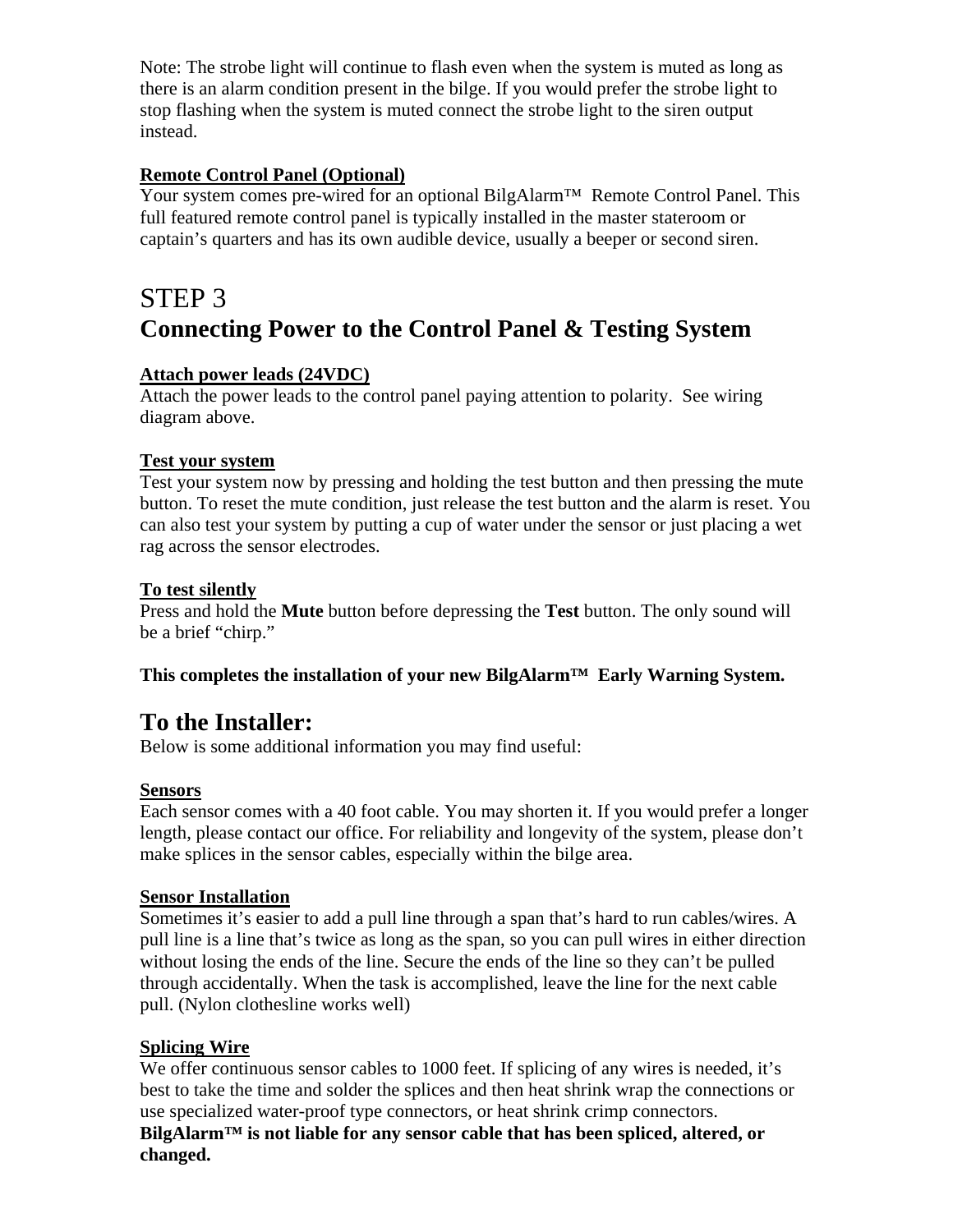Note: The strobe light will continue to flash even when the system is muted as long as there is an alarm condition present in the bilge. If you would prefer the strobe light to stop flashing when the system is muted connect the strobe light to the siren output instead.

**Remote Control Panel (Optional)**

Your system comes pre-wired for an optional BilgAlarm™ Remote Control Panel. This full featured remote control panel is typically installed in the master stateroom or captain's quarters and has its own audible device, usually a beeper or second siren.

# STEP 3
# Connecting Power to the Control Panel & Testing System

**Attach power leads (24VDC)**

Attach the power leads to the control panel paying attention to polarity. See wiring diagram above.

**Test your system**

Test your system now by pressing and holding the test button and then pressing the mute button. To reset the mute condition, just release the test button and the alarm is reset. You can also test your system by putting a cup of water under the sensor or just placing a wet rag across the sensor electrodes.

**To test silently**

Press and hold the **Mute** button before depressing the **Test** button. The only sound will be a brief "chirp."

**This completes the installation of your new BilgAlarm™ Early Warning System.**

## To the Installer:

Below is some additional information you may find useful:

**Sensors**

Each sensor comes with a 40 foot cable. You may shorten it. If you would prefer a longer length, please contact our office. For reliability and longevity of the system, please don't make splices in the sensor cables, especially within the bilge area.

**Sensor Installation**

Sometimes it's easier to add a pull line through a span that's hard to run cables/wires. A pull line is a line that's twice as long as the span, so you can pull wires in either direction without losing the ends of the line. Secure the ends of the line so they can't be pulled through accidentally. When the task is accomplished, leave the line for the next cable pull. (Nylon clothesline works well)

**Splicing Wire**

We offer continuous sensor cables to 1000 feet. If splicing of any wires is needed, it's best to take the time and solder the splices and then heat shrink wrap the connections or use specialized water-proof type connectors, or heat shrink crimp connectors. **BilgAlarm™ is not liable for any sensor cable that has been spliced, altered, or changed.**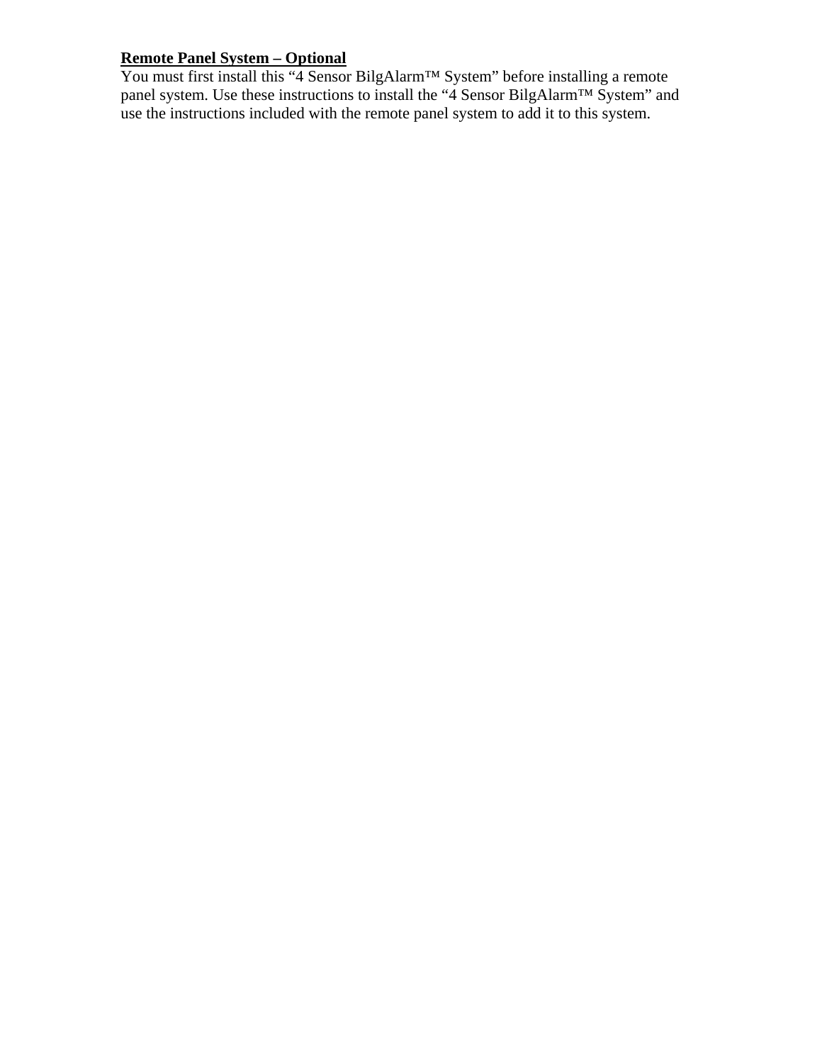**Remote Panel System – Optional**

You must first install this "4 Sensor BilgAlarm™ System" before installing a remote panel system. Use these instructions to install the "4 Sensor BilgAlarm™ System" and use the instructions included with the remote panel system to add it to this system.